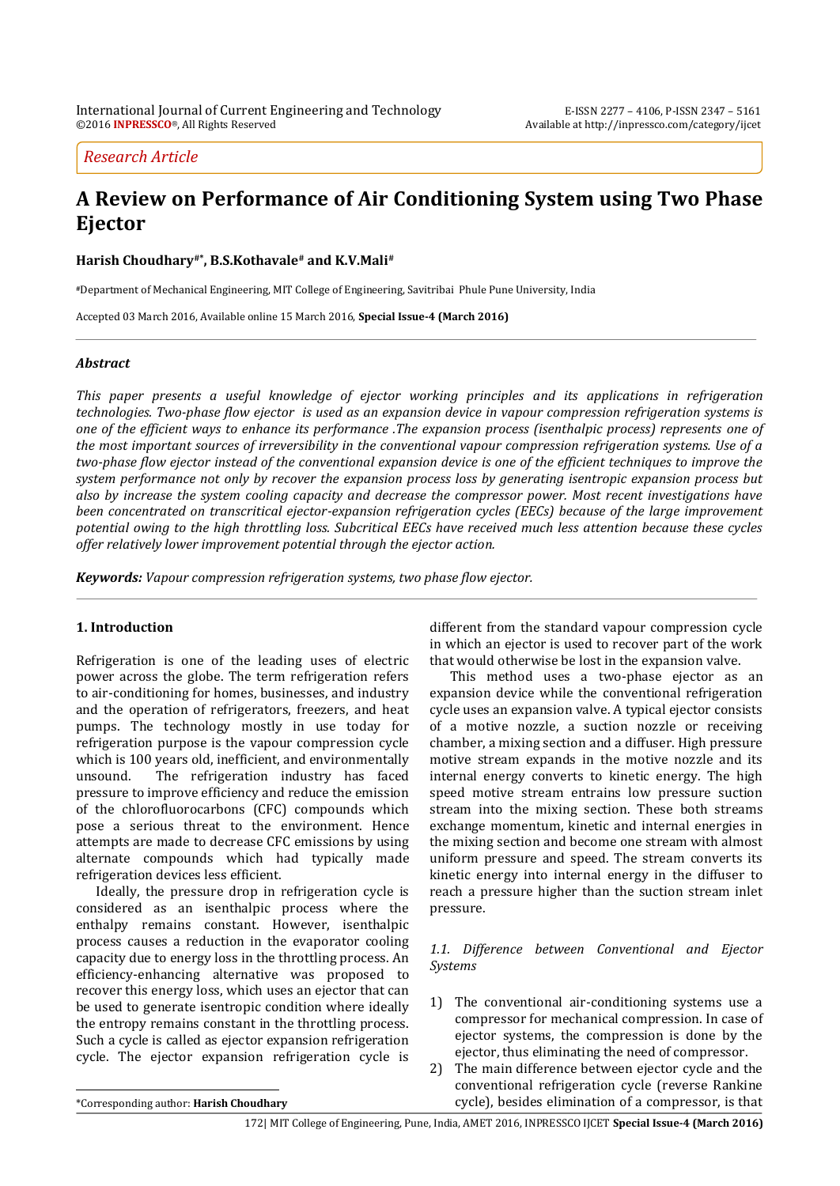Research Article

# A Review on Performance of Air Conditioning System using Two Phase Ejector

**Harish Choudhary[#*], B.S.Kothavale[#] and K.V.Mali[#]**

[#]Department of Mechanical Engineering, MIT College of Engineering, Savitribai Phule Pune University, India

Accepted 03 March 2016, Available online 15 March 2016, **Special Issue-4 (March 2016)**

### *Abstract*

*This paper presents a useful knowledge of ejector working principles and its applications in refrigeration technologies. Two-phase flow ejector is used as an expansion device in vapour compression refrigeration systems is one of the efficient ways to enhance its performance .The expansion process (isenthalpic process) represents one of the most important sources of irreversibility in the conventional vapour compression refrigeration systems. Use of a two-phase flow ejector instead of the conventional expansion device is one of the efficient techniques to improve the system performance not only by recover the expansion process loss by generating isentropic expansion process but also by increase the system cooling capacity and decrease the compressor power. Most recent investigations have been concentrated on transcritical ejector-expansion refrigeration cycles (EECs) because of the large improvement potential owing to the high throttling loss. Subcritical EECs have received much less attention because these cycles offer relatively lower improvement potential through the ejector action.*

***Keywords:*** *Vapour compression refrigeration systems, two phase flow ejector.*

## 1. Introduction

Refrigeration is one of the leading uses of electric power across the globe. The term refrigeration refers to air-conditioning for homes, businesses, and industry and the operation of refrigerators, freezers, and heat pumps. The technology mostly in use today for refrigeration purpose is the vapour compression cycle which is 100 years old, inefficient, and environmentally unsound. The refrigeration industry has faced pressure to improve efficiency and reduce the emission of the chlorofluorocarbons (CFC) compounds which pose a serious threat to the environment. Hence attempts are made to decrease CFC emissions by using alternate compounds which had typically made refrigeration devices less efficient.

Ideally, the pressure drop in refrigeration cycle is considered as an isenthalpic process where the enthalpy remains constant. However, isenthalpic process causes a reduction in the evaporator cooling capacity due to energy loss in the throttling process. An efficiency-enhancing alternative was proposed to recover this energy loss, which uses an ejector that can be used to generate isentropic condition where ideally the entropy remains constant in the throttling process. Such a cycle is called as ejector expansion refrigeration cycle. The ejector expansion refrigeration cycle is different from the standard vapour compression cycle in which an ejector is used to recover part of the work that would otherwise be lost in the expansion valve.

This method uses a two-phase ejector as an expansion device while the conventional refrigeration cycle uses an expansion valve. A typical ejector consists of a motive nozzle, a suction nozzle or receiving chamber, a mixing section and a diffuser. High pressure motive stream expands in the motive nozzle and its internal energy converts to kinetic energy. The high speed motive stream entrains low pressure suction stream into the mixing section. These both streams exchange momentum, kinetic and internal energies in the mixing section and become one stream with almost uniform pressure and speed. The stream converts its kinetic energy into internal energy in the diffuser to reach a pressure higher than the suction stream inlet pressure.

### *1.1. Difference between Conventional and Ejector Systems*

1) The conventional air-conditioning systems use a compressor for mechanical compression. In case of ejector systems, the compression is done by the ejector, thus eliminating the need of compressor.
2) The main difference between ejector cycle and the conventional refrigeration cycle (reverse Rankine cycle), besides elimination of a compressor, is that

*Corresponding author: **Harish Choudhary**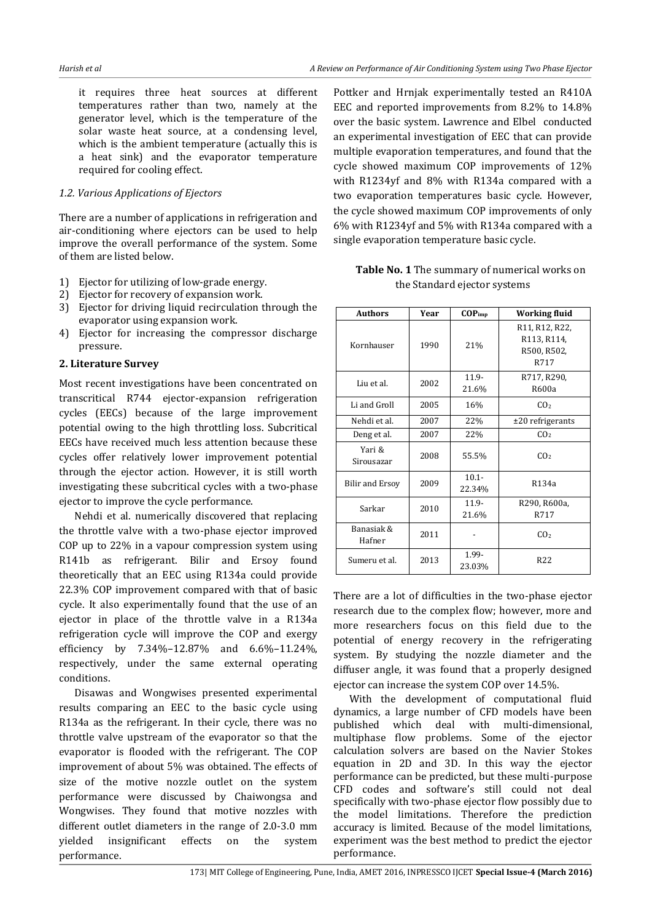it requires three heat sources at different temperatures rather than two, namely at the generator level, which is the temperature of the solar waste heat source, at a condensing level, which is the ambient temperature (actually this is a heat sink) and the evaporator temperature required for cooling effect.

### *1.2. Various Applications of Ejectors*

There are a number of applications in refrigeration and air-conditioning where ejectors can be used to help improve the overall performance of the system. Some of them are listed below.

1) Ejector for utilizing of low-grade energy.
2) Ejector for recovery of expansion work.
3) Ejector for driving liquid recirculation through the evaporator using expansion work.
4) Ejector for increasing the compressor discharge pressure.

## 2. Literature Survey

Most recent investigations have been concentrated on transcritical R744 ejector-expansion refrigeration cycles (EECs) because of the large improvement potential owing to the high throttling loss. Subcritical EECs have received much less attention because these cycles offer relatively lower improvement potential through the ejector action. However, it is still worth investigating these subcritical cycles with a two-phase ejector to improve the cycle performance.

Nehdi et al. numerically discovered that replacing the throttle valve with a two-phase ejector improved COP up to 22% in a vapour compression system using R141b as refrigerant. Bilir and Ersoy found theoretically that an EEC using R134a could provide 22.3% COP improvement compared with that of basic cycle. It also experimentally found that the use of an ejector in place of the throttle valve in a R134a refrigeration cycle will improve the COP and exergy efficiency by 7.34%–12.87% and 6.6%–11.24%, respectively, under the same external operating conditions.

Disawas and Wongwises presented experimental results comparing an EEC to the basic cycle using R134a as the refrigerant. In their cycle, there was no throttle valve upstream of the evaporator so that the evaporator is flooded with the refrigerant. The COP improvement of about 5% was obtained. The effects of size of the motive nozzle outlet on the system performance were discussed by Chaiwongsa and Wongwises. They found that motive nozzles with different outlet diameters in the range of 2.0-3.0 mm yielded insignificant effects on the system performance.

Pottker and Hrnjak experimentally tested an R410A EEC and reported improvements from 8.2% to 14.8% over the basic system. Lawrence and Elbel conducted an experimental investigation of EEC that can provide multiple evaporation temperatures, and found that the cycle showed maximum COP improvements of 12% with R1234yf and 8% with R134a compared with a two evaporation temperatures basic cycle. However, the cycle showed maximum COP improvements of only 6% with R1234yf and 5% with R134a compared with a single evaporation temperature basic cycle.

**Table No. 1** The summary of numerical works on the Standard ejector systems

| Authors | Year | $COP_{imp}$ | Working fluid |
|---|---|---|---|
| Kornhauser | 1990 | 21% | R11, R12, R22, R113, R114, R500, R502, R717 |
| Liu et al. | 2002 | 11.9-21.6% | R717, R290, R600a |
| Li and Groll | 2005 | 16% | $CO_2$ |
| Nehdi et al. | 2007 | 22% | ±20 refrigerants |
| Deng et al. | 2007 | 22% | $CO_2$ |
| Yari & Sirousazar | 2008 | 55.5% | $CO_2$ |
| Bilir and Ersoy | 2009 | 10.1-22.34% | R134a |
| Sarkar | 2010 | 11.9-21.6% | R290, R600a, R717 |
| Banasiak & Hafner | 2011 | - | $CO_2$ |
| Sumeru et al. | 2013 | 1.99-23.03% | R22 |

There are a lot of difficulties in the two-phase ejector research due to the complex flow; however, more and more researchers focus on this field due to the potential of energy recovery in the refrigerating system. By studying the nozzle diameter and the diffuser angle, it was found that a properly designed ejector can increase the system COP over 14.5%.

With the development of computational fluid dynamics, a large number of CFD models have been published which deal with multi-dimensional, multiphase flow problems. Some of the ejector calculation solvers are based on the Navier Stokes equation in 2D and 3D. In this way the ejector performance can be predicted, but these multi-purpose CFD codes and software's still could not deal specifically with two-phase ejector flow possibly due to the model limitations. Therefore the prediction accuracy is limited. Because of the model limitations, experiment was the best method to predict the ejector performance.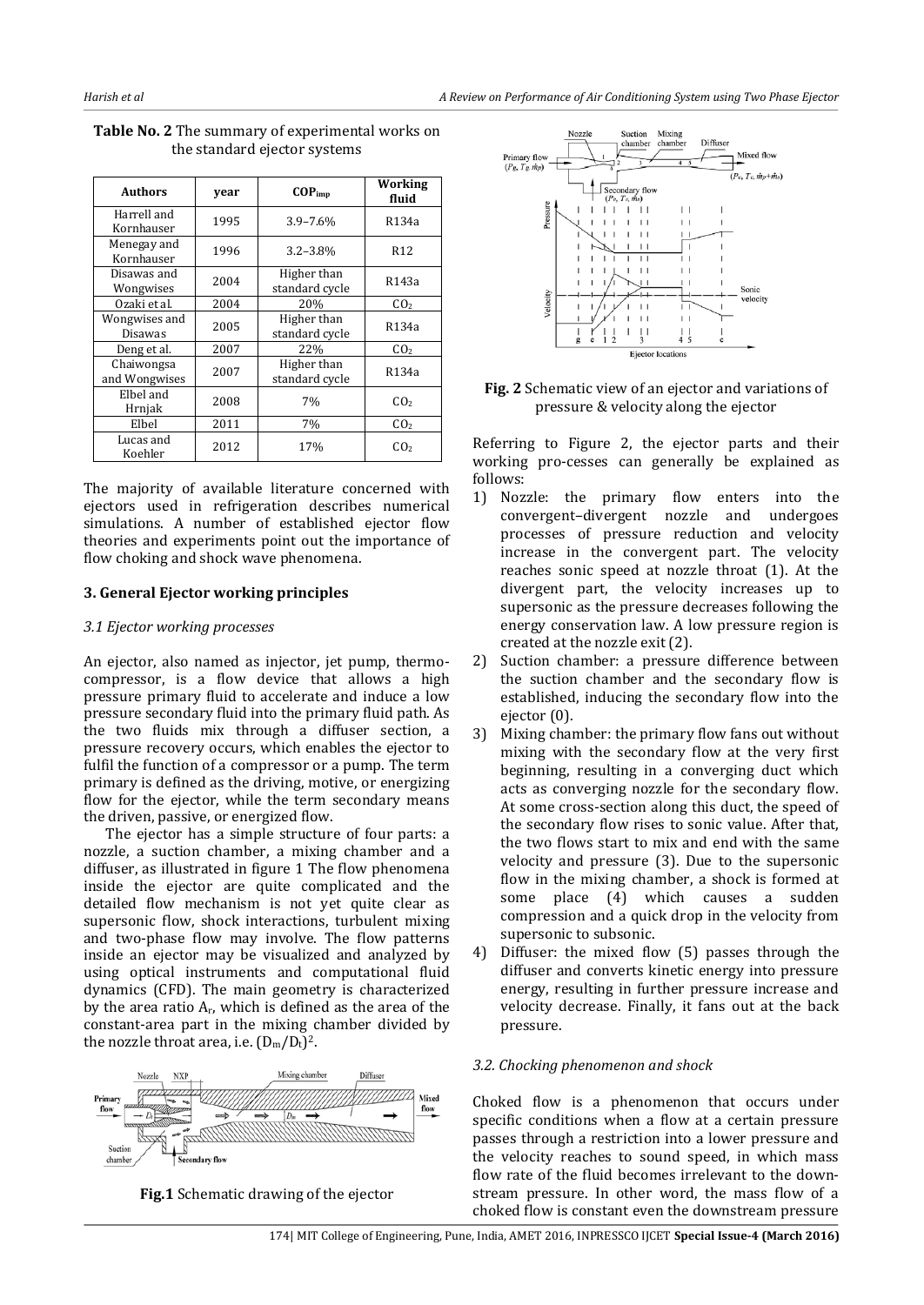**Table No. 2** The summary of experimental works on the standard ejector systems

| Authors | year | $COP_{imp}$ | Working fluid |
|---|---|---|---|
| Harrell and Kornhauser | 1995 | 3.9–7.6% | R134a |
| Menegay and Kornhauser | 1996 | 3.2–3.8% | R12 |
| Disawas and Wongwises | 2004 | Higher than standard cycle | R143a |
| Ozaki et al. | 2004 | 20% | $CO_2$ |
| Wongwises and Disawas | 2005 | Higher than standard cycle | R134a |
| Deng et al. | 2007 | 22% | $CO_2$ |
| Chaiwongsa and Wongwises | 2007 | Higher than standard cycle | R134a |
| Elbel and Hrnjak | 2008 | 7% | $CO_2$ |
| Elbel | 2011 | 7% | $CO_2$ |
| Lucas and Koehler | 2012 | 17% | $CO_2$ |

The majority of available literature concerned with ejectors used in refrigeration describes numerical simulations. A number of established ejector flow theories and experiments point out the importance of flow choking and shock wave phenomena.

## 3. General Ejector working principles

### *3.1 Ejector working processes*

An ejector, also named as injector, jet pump, thermo-compressor, is a flow device that allows a high pressure primary fluid to accelerate and induce a low pressure secondary fluid into the primary fluid path. As the two fluids mix through a diffuser section, a pressure recovery occurs, which enables the ejector to fulfil the function of a compressor or a pump. The term primary is defined as the driving, motive, or energizing flow for the ejector, while the term secondary means the driven, passive, or energized flow.

The ejector has a simple structure of four parts: a nozzle, a suction chamber, a mixing chamber and a diffuser, as illustrated in figure 1 The flow phenomena inside the ejector are quite complicated and the detailed flow mechanism is not yet quite clear as supersonic flow, shock interactions, turbulent mixing and two-phase flow may involve. The flow patterns inside an ejector may be visualized and analyzed by using optical instruments and computational fluid dynamics (CFD). The main geometry is characterized by the area ratio $A_r$, which is defined as the area of the constant-area part in the mixing chamber divided by the nozzle throat area, i.e. $(D_m/D_t)^2$.

**Fig.1** Schematic drawing of the ejector

**Fig. 2** Schematic view of an ejector and variations of pressure & velocity along the ejector

Referring to Figure 2, the ejector parts and their working pro-cesses can generally be explained as follows:

1) Nozzle: the primary flow enters into the convergent–divergent nozzle and undergoes processes of pressure reduction and velocity increase in the convergent part. The velocity reaches sonic speed at nozzle throat (1). At the divergent part, the velocity increases up to supersonic as the pressure decreases following the energy conservation law. A low pressure region is created at the nozzle exit (2).
2) Suction chamber: a pressure difference between the suction chamber and the secondary flow is established, inducing the secondary flow into the ejector (0).
3) Mixing chamber: the primary flow fans out without mixing with the secondary flow at the very first beginning, resulting in a converging duct which acts as converging nozzle for the secondary flow. At some cross-section along this duct, the speed of the secondary flow rises to sonic value. After that, the two flows start to mix and end with the same velocity and pressure (3). Due to the supersonic flow in the mixing chamber, a shock is formed at some place (4) which causes a sudden compression and a quick drop in the velocity from supersonic to subsonic.
4) Diffuser: the mixed flow (5) passes through the diffuser and converts kinetic energy into pressure energy, resulting in further pressure increase and velocity decrease. Finally, it fans out at the back pressure.

### *3.2. Chocking phenomenon and shock*

Choked flow is a phenomenon that occurs under specific conditions when a flow at a certain pressure passes through a restriction into a lower pressure and the velocity reaches to sound speed, in which mass flow rate of the fluid becomes irrelevant to the down-stream pressure. In other word, the mass flow of a choked flow is constant even the downstream pressure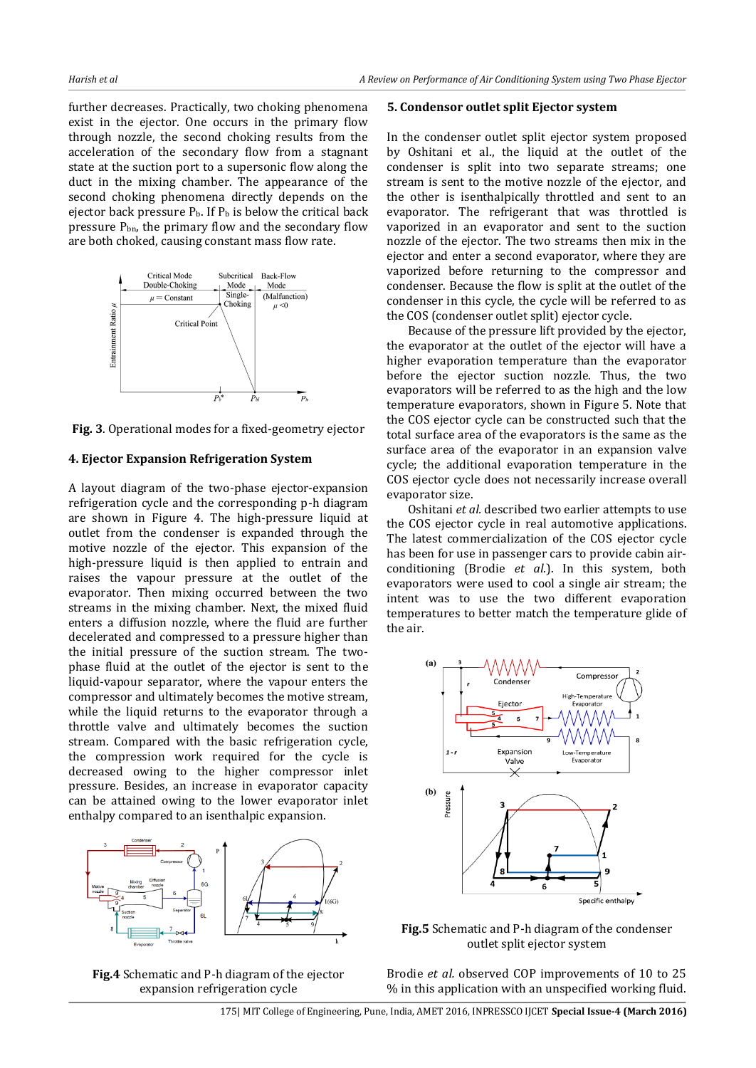further decreases. Practically, two choking phenomena exist in the ejector. One occurs in the primary flow through nozzle, the second choking results from the acceleration of the secondary flow from a stagnant state at the suction port to a supersonic flow along the duct in the mixing chamber. The appearance of the second choking phenomena directly depends on the ejector back pressure $P_b$. If $P_b$ is below the critical back pressure $P_{bn}$, the primary flow and the secondary flow are both choked, causing constant mass flow rate.

**Fig. 3**. Operational modes for a fixed-geometry ejector

### 4. Ejector Expansion Refrigeration System

A layout diagram of the two-phase ejector-expansion refrigeration cycle and the corresponding p-h diagram are shown in Figure 4. The high-pressure liquid at outlet from the condenser is expanded through the motive nozzle of the ejector. This expansion of the high-pressure liquid is then applied to entrain and raises the vapour pressure at the outlet of the evaporator. Then mixing occurred between the two streams in the mixing chamber. Next, the mixed fluid enters a diffusion nozzle, where the fluid are further decelerated and compressed to a pressure higher than the initial pressure of the suction stream. The two-phase fluid at the outlet of the ejector is sent to the liquid-vapour separator, where the vapour enters the compressor and ultimately becomes the motive stream, while the liquid returns to the evaporator through a throttle valve and ultimately becomes the suction stream. Compared with the basic refrigeration cycle, the compression work required for the cycle is decreased owing to the higher compressor inlet pressure. Besides, an increase in evaporator capacity can be attained owing to the lower evaporator inlet enthalpy compared to an isenthalpic expansion.

**Fig.4** Schematic and P-h diagram of the ejector expansion refrigeration cycle

### 5. Condensor outlet split Ejector system

In the condenser outlet split ejector system proposed by Oshitani et al., the liquid at the outlet of the condenser is split into two separate streams; one stream is sent to the motive nozzle of the ejector, and the other is isenthalpically throttled and sent to an evaporator. The refrigerant that was throttled is vaporized in an evaporator and sent to the suction nozzle of the ejector. The two streams then mix in the ejector and enter a second evaporator, where they are vaporized before returning to the compressor and condenser. Because the flow is split at the outlet of the condenser in this cycle, the cycle will be referred to as the COS (condenser outlet split) ejector cycle.

Because of the pressure lift provided by the ejector, the evaporator at the outlet of the ejector will have a higher evaporation temperature than the evaporator before the ejector suction nozzle. Thus, the two evaporators will be referred to as the high and the low temperature evaporators, shown in Figure 5. Note that the COS ejector cycle can be constructed such that the total surface area of the evaporators is the same as the surface area of the evaporator in an expansion valve cycle; the additional evaporation temperature in the COS ejector cycle does not necessarily increase overall evaporator size.

Oshitani *et al.* described two earlier attempts to use the COS ejector cycle in real automotive applications. The latest commercialization of the COS ejector cycle has been for use in passenger cars to provide cabin air-conditioning (Brodie *et al.*). In this system, both evaporators were used to cool a single air stream; the intent was to use the two different evaporation temperatures to better match the temperature glide of the air.

**Fig.5** Schematic and P-h diagram of the condenser outlet split ejector system

Brodie *et al.* observed COP improvements of 10 to 25 % in this application with an unspecified working fluid.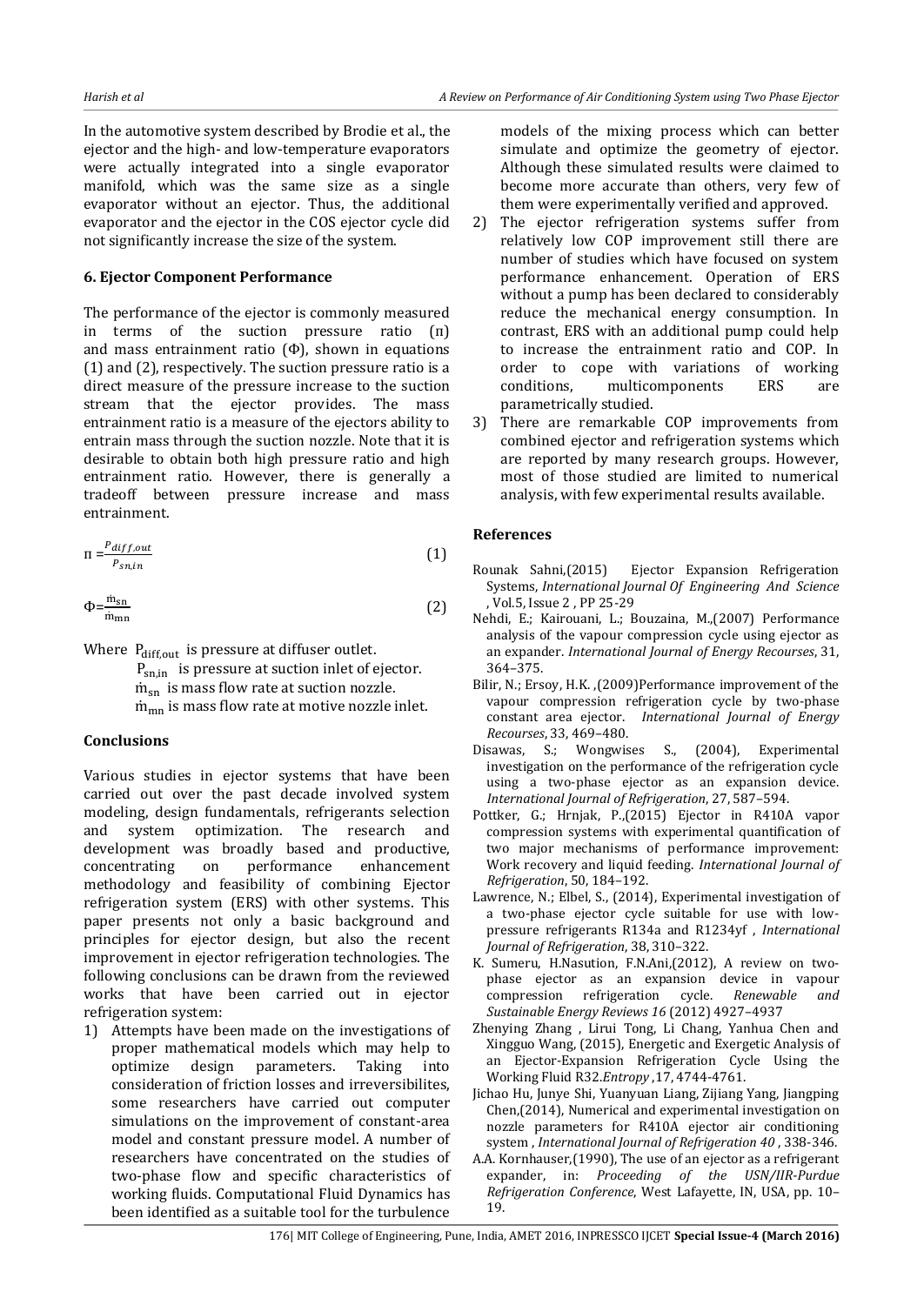In the automotive system described by Brodie et al., the ejector and the high- and low-temperature evaporators were actually integrated into a single evaporator manifold, which was the same size as a single evaporator without an ejector. Thus, the additional evaporator and the ejector in the COS ejector cycle did not significantly increase the size of the system.

### 6. Ejector Component Performance

The performance of the ejector is commonly measured in terms of the suction pressure ratio (Π) and mass entrainment ratio (Φ), shown in equations (1) and (2), respectively. The suction pressure ratio is a direct measure of the pressure increase to the suction stream that the ejector provides. The mass entrainment ratio is a measure of the ejectors ability to entrain mass through the suction nozzle. Note that it is desirable to obtain both high pressure ratio and high entrainment ratio. However, there is generally a tradeoff between pressure increase and mass entrainment.

$$\Pi = \frac{P_{diff,out}}{P_{sn,in}} \tag{1}$$

$$\Phi = \frac{\dot{m}_{sn}}{\dot{m}_{mn}} \tag{2}$$

Where $P_{diff,out}$ is pressure at diffuser outlet.
$P_{sn,in}$ is pressure at suction inlet of ejector.
$\dot{m}_{sn}$ is mass flow rate at suction nozzle.
$\dot{m}_{mn}$ is mass flow rate at motive nozzle inlet.

### Conclusions

Various studies in ejector systems that have been carried out over the past decade involved system modeling, design fundamentals, refrigerants selection and system optimization. The research and development was broadly based and productive, concentrating on performance enhancement methodology and feasibility of combining Ejector refrigeration system (ERS) with other systems. This paper presents not only a basic background and principles for ejector design, but also the recent improvement in ejector refrigeration technologies. The following conclusions can be drawn from the reviewed works that have been carried out in ejector refrigeration system:

1) Attempts have been made on the investigations of proper mathematical models which may help to optimize design parameters. Taking into consideration of friction losses and irreversibilites, some researchers have carried out computer simulations on the improvement of constant-area model and constant pressure model. A number of researchers have concentrated on the studies of two-phase flow and specific characteristics of working fluids. Computational Fluid Dynamics has been identified as a suitable tool for the turbulence models of the mixing process which can better simulate and optimize the geometry of ejector. Although these simulated results were claimed to become more accurate than others, very few of them were experimentally verified and approved.
2) The ejector refrigeration systems suffer from relatively low COP improvement still there are number of studies which have focused on system performance enhancement. Operation of ERS without a pump has been declared to considerably reduce the mechanical energy consumption. In contrast, ERS with an additional pump could help to increase the entrainment ratio and COP. In order to cope with variations of working conditions, multicomponents ERS are parametrically studied.
3) There are remarkable COP improvements from combined ejector and refrigeration systems which are reported by many research groups. However, most of those studied are limited to numerical analysis, with few experimental results available.

### References

Rounak Sahni,(2015) Ejector Expansion Refrigeration Systems, *International Journal Of Engineering And Science* , Vol.5, Issue 2 , PP 25-29

Nehdi, E.; Kairouani, L.; Bouzaina, M.,(2007) Performance analysis of the vapour compression cycle using ejector as an expander. *International Journal of Energy Recourses*, 31, 364–375.

Bilir, N.; Ersoy, H.K. ,(2009)Performance improvement of the vapour compression refrigeration cycle by two-phase constant area ejector. *International Journal of Energy Recourses*, 33, 469–480.

Disawas, S.; Wongwises S., (2004), Experimental investigation on the performance of the refrigeration cycle using a two-phase ejector as an expansion device. *International Journal of Refrigeration*, 27, 587–594.

Pottker, G.; Hrnjak, P.,(2015) Ejector in R410A vapor compression systems with experimental quantification of two major mechanisms of performance improvement: Work recovery and liquid feeding. *International Journal of Refrigeration*, 50, 184–192.

Lawrence, N.; Elbel, S., (2014), Experimental investigation of a two-phase ejector cycle suitable for use with low-pressure refrigerants R134a and R1234yf , *International Journal of Refrigeration*, 38, 310–322.

K. Sumeru, H.Nasution, F.N.Ani,(2012), A review on two-phase ejector as an expansion device in vapour compression refrigeration cycle. *Renewable and Sustainable Energy Reviews 16* (2012) 4927–4937

Zhenying Zhang , Lirui Tong, Li Chang, Yanhua Chen and Xingguo Wang, (2015), Energetic and Exergetic Analysis of an Ejector-Expansion Refrigeration Cycle Using the Working Fluid R32.*Entropy* ,17, 4744-4761.

Jichao Hu, Junye Shi, Yuanyuan Liang, Zijiang Yang, Jiangping Chen,(2014), Numerical and experimental investigation on nozzle parameters for R410A ejector air conditioning system , *International Journal of Refrigeration 40* , 338-346.

A.A. Kornhauser,(1990), The use of an ejector as a refrigerant expander, in: *Proceeding of the USN/IIR-Purdue Refrigeration Conference*, West Lafayette, IN, USA, pp. 10–19.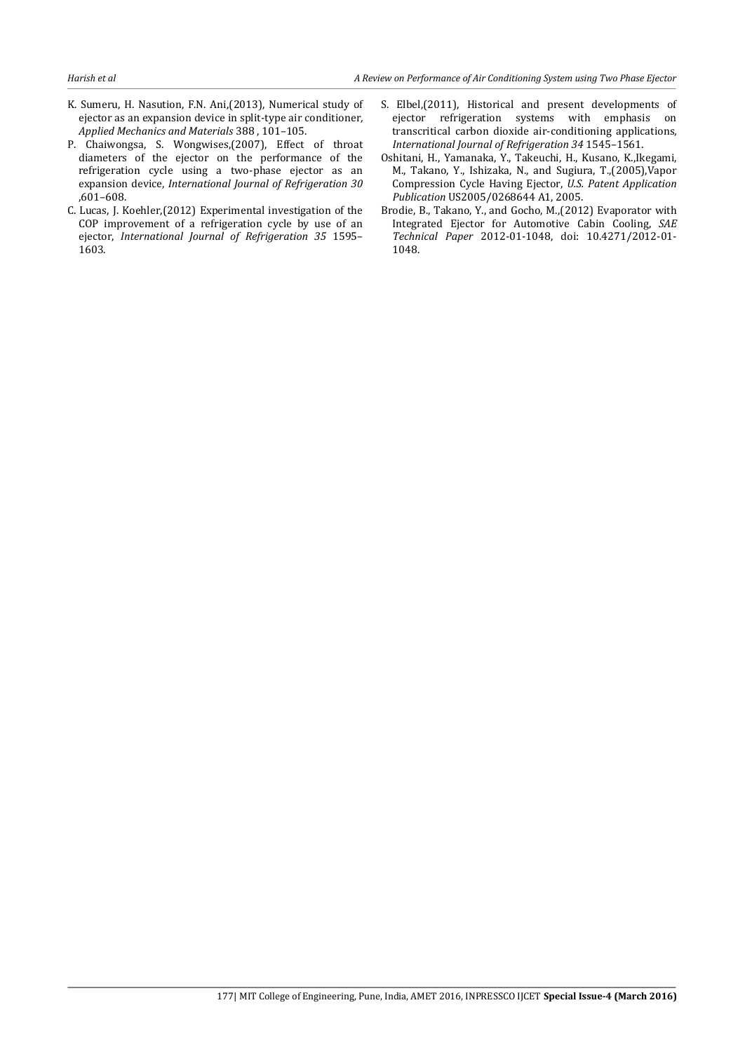K. Sumeru, H. Nasution, F.N. Ani,(2013), Numerical study of ejector as an expansion device in split-type air conditioner, *Applied Mechanics and Materials* 388 , 101–105.

P. Chaiwongsa, S. Wongwises,(2007), Effect of throat diameters of the ejector on the performance of the refrigeration cycle using a two-phase ejector as an expansion device, *International Journal of Refrigeration 30* ,601–608.

C. Lucas, J. Koehler,(2012) Experimental investigation of the COP improvement of a refrigeration cycle by use of an ejector, *International Journal of Refrigeration 35* 1595–1603.

S. Elbel,(2011), Historical and present developments of ejector refrigeration systems with emphasis on transcritical carbon dioxide air-conditioning applications, *International Journal of Refrigeration 34* 1545–1561.

Oshitani, H., Yamanaka, Y., Takeuchi, H., Kusano, K.,Ikegami, M., Takano, Y., Ishizaka, N., and Sugiura, T.,(2005),Vapor Compression Cycle Having Ejector, *U.S. Patent Application Publication* US2005/0268644 A1, 2005.

Brodie, B., Takano, Y., and Gocho, M.,(2012) Evaporator with Integrated Ejector for Automotive Cabin Cooling, *SAE Technical Paper* 2012-01-1048, doi: 10.4271/2012-01-1048.